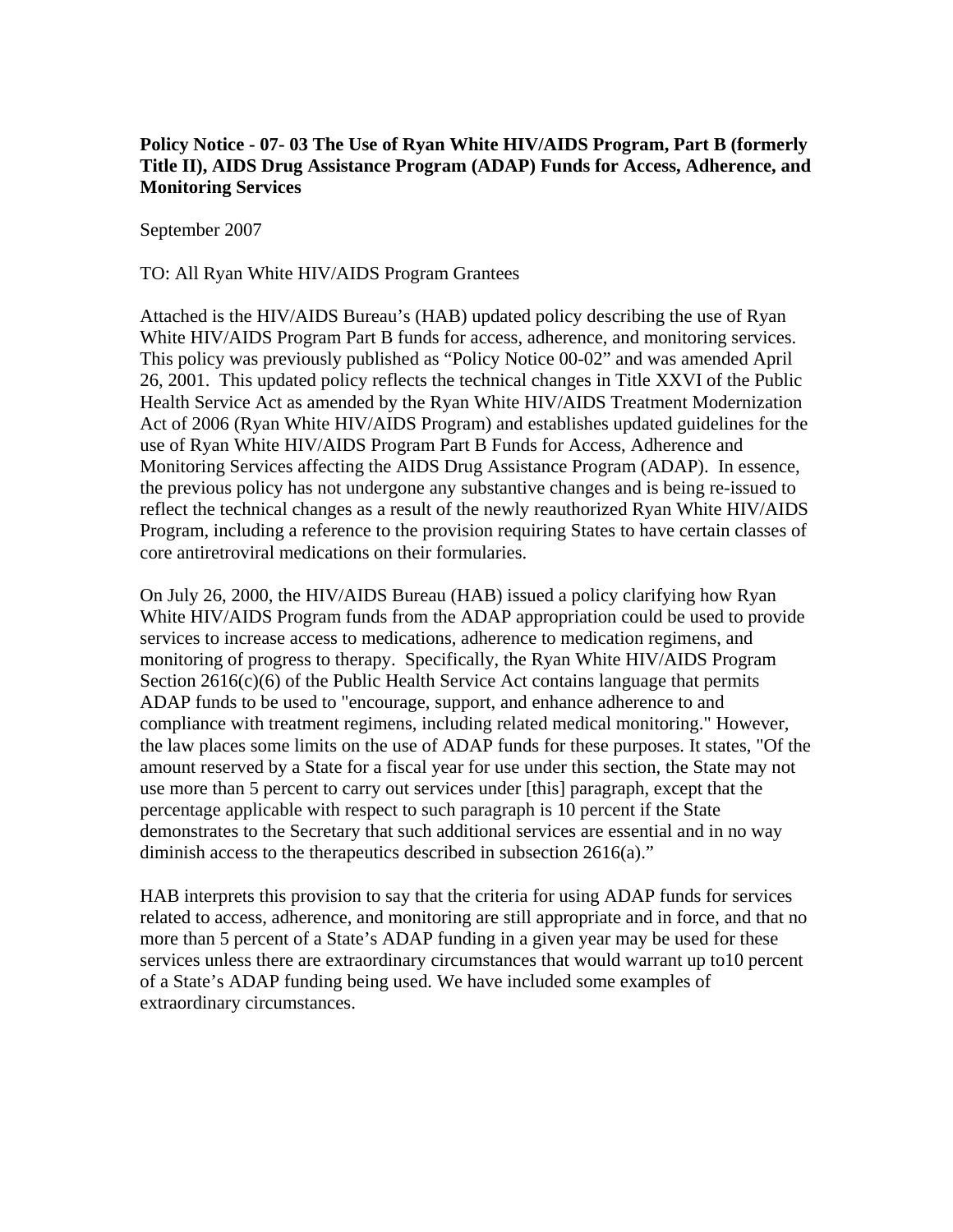**Policy Notice - 07- 03 The Use of Ryan White HIV/AIDS Program, Part B (formerly Title II), AIDS Drug Assistance Program (ADAP) Funds for Access, Adherence, and Monitoring Services**

September 2007

TO: All Ryan White HIV/AIDS Program Grantees

Attached is the HIV/AIDS Bureau's (HAB) updated policy describing the use of Ryan White HIV/AIDS Program Part B funds for access, adherence, and monitoring services. This policy was previously published as "Policy Notice 00-02" and was amended April 26, 2001. This updated policy reflects the technical changes in Title XXVI of the Public Health Service Act as amended by the Ryan White HIV/AIDS Treatment Modernization Act of 2006 (Ryan White HIV/AIDS Program) and establishes updated guidelines for the use of Ryan White HIV/AIDS Program Part B Funds for Access, Adherence and Monitoring Services affecting the AIDS Drug Assistance Program (ADAP). In essence, the previous policy has not undergone any substantive changes and is being re-issued to reflect the technical changes as a result of the newly reauthorized Ryan White HIV/AIDS Program, including a reference to the provision requiring States to have certain classes of core antiretroviral medications on their formularies.

On July 26, 2000, the HIV/AIDS Bureau (HAB) issued a policy clarifying how Ryan White HIV/AIDS Program funds from the ADAP appropriation could be used to provide services to increase access to medications, adherence to medication regimens, and monitoring of progress to therapy. Specifically, the Ryan White HIV/AIDS Program Section 2616(c)(6) of the Public Health Service Act contains language that permits ADAP funds to be used to "encourage, support, and enhance adherence to and compliance with treatment regimens, including related medical monitoring." However, the law places some limits on the use of ADAP funds for these purposes. It states, "Of the amount reserved by a State for a fiscal year for use under this section, the State may not use more than 5 percent to carry out services under [this] paragraph, except that the percentage applicable with respect to such paragraph is 10 percent if the State demonstrates to the Secretary that such additional services are essential and in no way diminish access to the therapeutics described in subsection 2616(a)."

HAB interprets this provision to say that the criteria for using ADAP funds for services related to access, adherence, and monitoring are still appropriate and in force, and that no more than 5 percent of a State's ADAP funding in a given year may be used for these services unless there are extraordinary circumstances that would warrant up to10 percent of a State's ADAP funding being used. We have included some examples of extraordinary circumstances.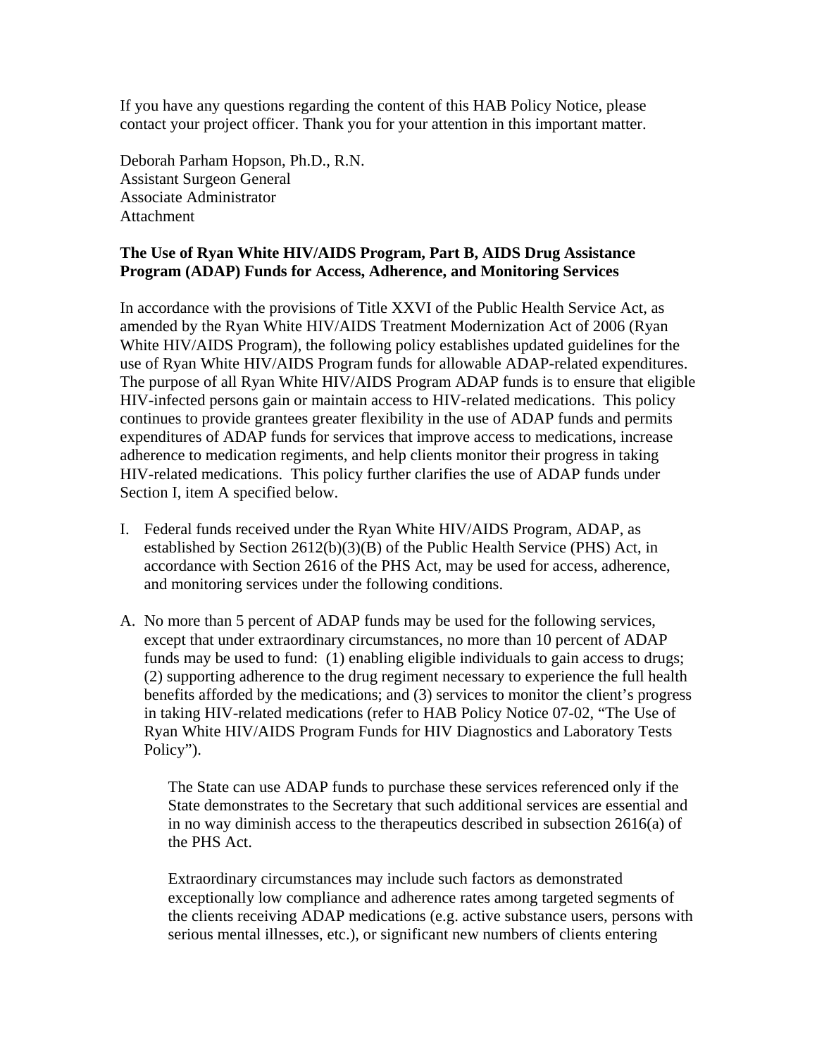If you have any questions regarding the content of this HAB Policy Notice, please contact your project officer. Thank you for your attention in this important matter.

Deborah Parham Hopson, Ph.D., R.N.  
Assistant Surgeon General  
Associate Administrator  
Attachment

**The Use of Ryan White HIV/AIDS Program, Part B, AIDS Drug Assistance Program (ADAP) Funds for Access, Adherence, and Monitoring Services**

In accordance with the provisions of Title XXVI of the Public Health Service Act, as amended by the Ryan White HIV/AIDS Treatment Modernization Act of 2006 (Ryan White HIV/AIDS Program), the following policy establishes updated guidelines for the use of Ryan White HIV/AIDS Program funds for allowable ADAP-related expenditures. The purpose of all Ryan White HIV/AIDS Program ADAP funds is to ensure that eligible HIV-infected persons gain or maintain access to HIV-related medications. This policy continues to provide grantees greater flexibility in the use of ADAP funds and permits expenditures of ADAP funds for services that improve access to medications, increase adherence to medication regiments, and help clients monitor their progress in taking HIV-related medications. This policy further clarifies the use of ADAP funds under Section I, item A specified below.

I. Federal funds received under the Ryan White HIV/AIDS Program, ADAP, as established by Section 2612(b)(3)(B) of the Public Health Service (PHS) Act, in accordance with Section 2616 of the PHS Act, may be used for access, adherence, and monitoring services under the following conditions.

A. No more than 5 percent of ADAP funds may be used for the following services, except that under extraordinary circumstances, no more than 10 percent of ADAP funds may be used to fund: (1) enabling eligible individuals to gain access to drugs; (2) supporting adherence to the drug regiment necessary to experience the full health benefits afforded by the medications; and (3) services to monitor the client's progress in taking HIV-related medications (refer to HAB Policy Notice 07-02, "The Use of Ryan White HIV/AIDS Program Funds for HIV Diagnostics and Laboratory Tests Policy").

   The State can use ADAP funds to purchase these services referenced only if the State demonstrates to the Secretary that such additional services are essential and in no way diminish access to the therapeutics described in subsection 2616(a) of the PHS Act.

   Extraordinary circumstances may include such factors as demonstrated exceptionally low compliance and adherence rates among targeted segments of the clients receiving ADAP medications (e.g. active substance users, persons with serious mental illnesses, etc.), or significant new numbers of clients entering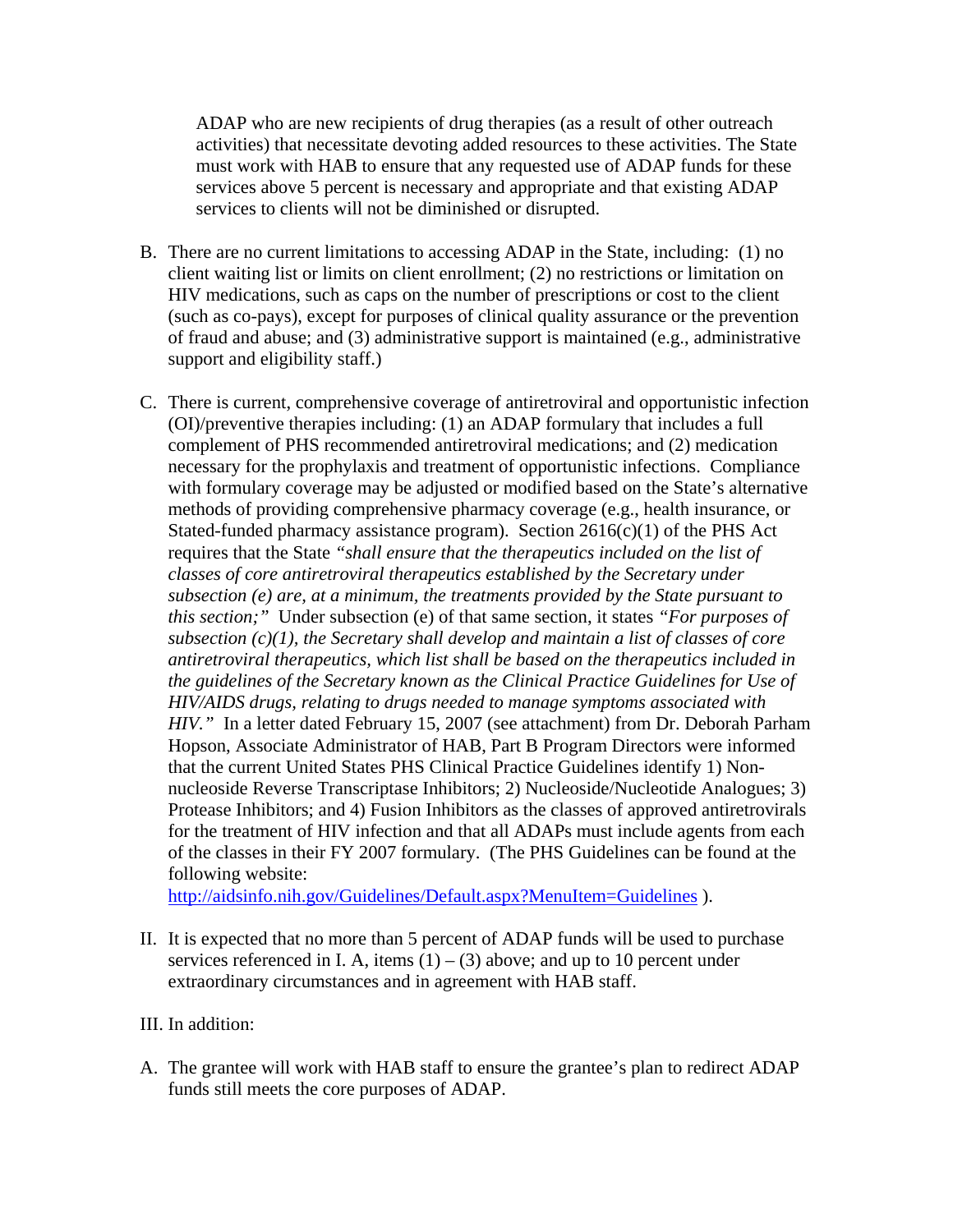ADAP who are new recipients of drug therapies (as a result of other outreach activities) that necessitate devoting added resources to these activities. The State must work with HAB to ensure that any requested use of ADAP funds for these services above 5 percent is necessary and appropriate and that existing ADAP services to clients will not be diminished or disrupted.

B. There are no current limitations to accessing ADAP in the State, including: (1) no client waiting list or limits on client enrollment; (2) no restrictions or limitation on HIV medications, such as caps on the number of prescriptions or cost to the client (such as co-pays), except for purposes of clinical quality assurance or the prevention of fraud and abuse; and (3) administrative support is maintained (e.g., administrative support and eligibility staff.)

C. There is current, comprehensive coverage of antiretroviral and opportunistic infection (OI)/preventive therapies including: (1) an ADAP formulary that includes a full complement of PHS recommended antiretroviral medications; and (2) medication necessary for the prophylaxis and treatment of opportunistic infections. Compliance with formulary coverage may be adjusted or modified based on the State's alternative methods of providing comprehensive pharmacy coverage (e.g., health insurance, or Stated-funded pharmacy assistance program). Section 2616(c)(1) of the PHS Act requires that the State *"shall ensure that the therapeutics included on the list of classes of core antiretroviral therapeutics established by the Secretary under subsection (e) are, at a minimum, the treatments provided by the State pursuant to this section;"* Under subsection (e) of that same section, it states *"For purposes of subsection (c)(1), the Secretary shall develop and maintain a list of classes of core antiretroviral therapeutics, which list shall be based on the therapeutics included in the guidelines of the Secretary known as the Clinical Practice Guidelines for Use of HIV/AIDS drugs, relating to drugs needed to manage symptoms associated with HIV."* In a letter dated February 15, 2007 (see attachment) from Dr. Deborah Parham Hopson, Associate Administrator of HAB, Part B Program Directors were informed that the current United States PHS Clinical Practice Guidelines identify 1) Non-nucleoside Reverse Transcriptase Inhibitors; 2) Nucleoside/Nucleotide Analogues; 3) Protease Inhibitors; and 4) Fusion Inhibitors as the classes of approved antiretrovirals for the treatment of HIV infection and that all ADAPs must include agents from each of the classes in their FY 2007 formulary. (The PHS Guidelines can be found at the following website: http://aidsinfo.nih.gov/Guidelines/Default.aspx?MenuItem=Guidelines ).

II. It is expected that no more than 5 percent of ADAP funds will be used to purchase services referenced in I. A, items (1) – (3) above; and up to 10 percent under extraordinary circumstances and in agreement with HAB staff.

III. In addition:

A. The grantee will work with HAB staff to ensure the grantee's plan to redirect ADAP funds still meets the core purposes of ADAP.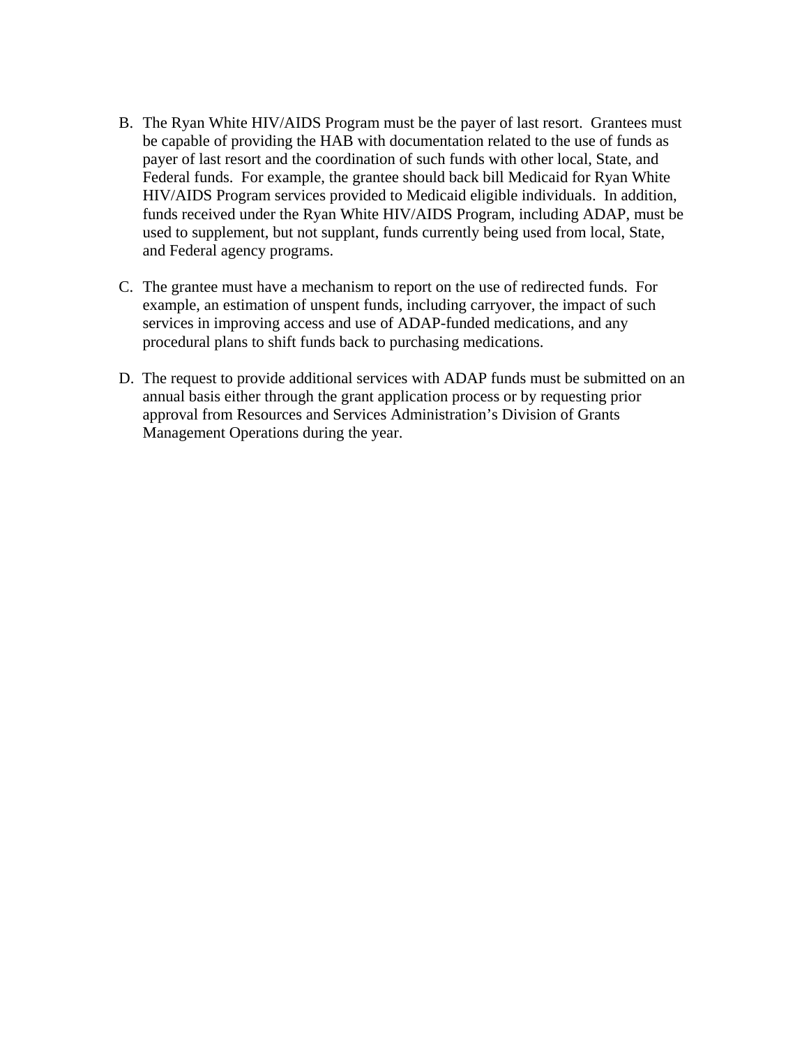B. The Ryan White HIV/AIDS Program must be the payer of last resort. Grantees must be capable of providing the HAB with documentation related to the use of funds as payer of last resort and the coordination of such funds with other local, State, and Federal funds. For example, the grantee should back bill Medicaid for Ryan White HIV/AIDS Program services provided to Medicaid eligible individuals. In addition, funds received under the Ryan White HIV/AIDS Program, including ADAP, must be used to supplement, but not supplant, funds currently being used from local, State, and Federal agency programs.

C. The grantee must have a mechanism to report on the use of redirected funds. For example, an estimation of unspent funds, including carryover, the impact of such services in improving access and use of ADAP-funded medications, and any procedural plans to shift funds back to purchasing medications.

D. The request to provide additional services with ADAP funds must be submitted on an annual basis either through the grant application process or by requesting prior approval from Resources and Services Administration's Division of Grants Management Operations during the year.